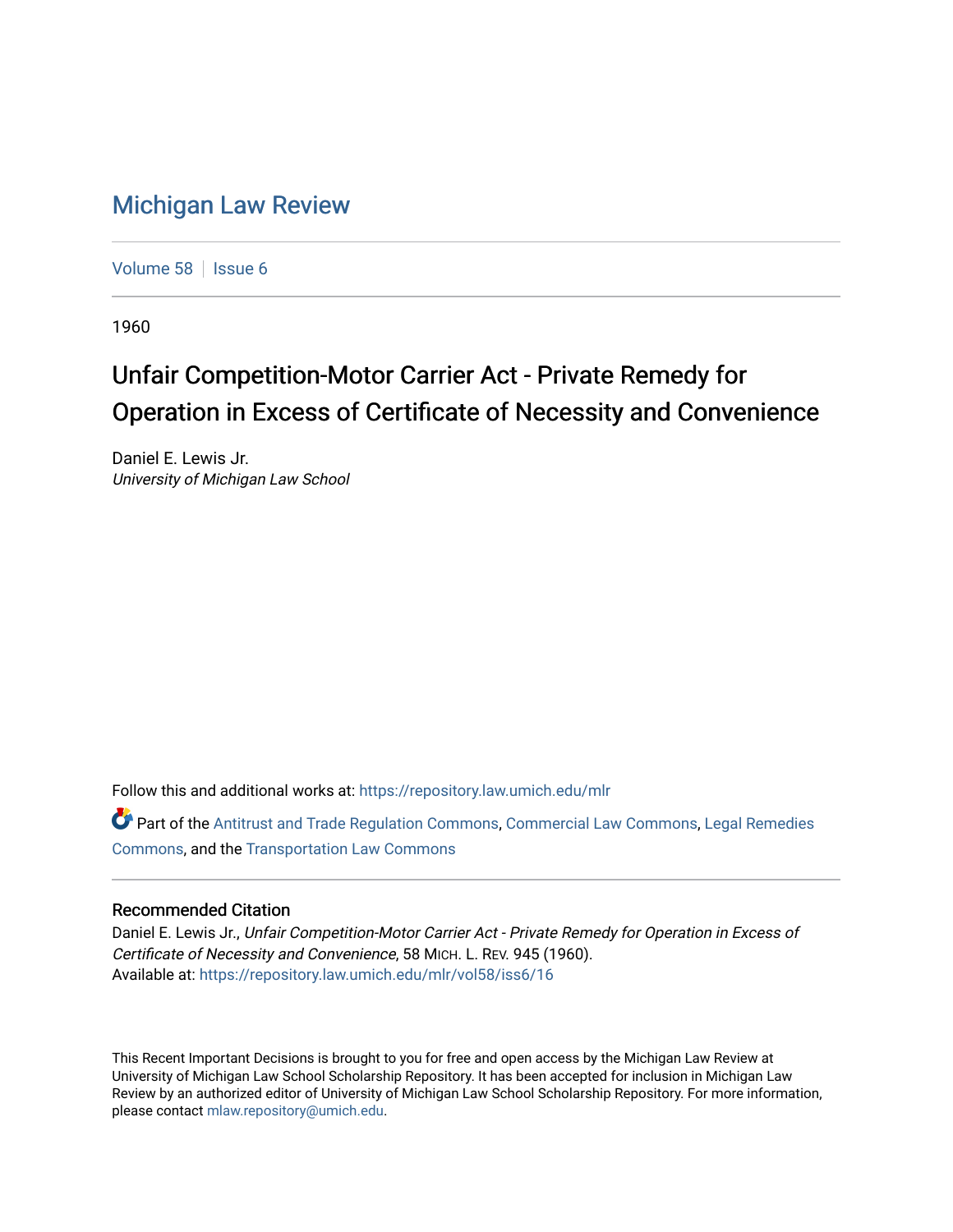# Michigan Law Review

Volume 58 | Issue 6

1960

## Unfair Competition-Motor Carrier Act - Private Remedy for Operation in Excess of Certificate of Necessity and Convenience

Daniel E. Lewis Jr.
*University of Michigan Law School*

Follow this and additional works at: https://repository.law.umich.edu/mlr

Part of the Antitrust and Trade Regulation Commons, Commercial Law Commons, Legal Remedies Commons, and the Transportation Law Commons

### Recommended Citation

Daniel E. Lewis Jr., *Unfair Competition-Motor Carrier Act - Private Remedy for Operation in Excess of Certificate of Necessity and Convenience*, 58 MICH. L. REV. 945 (1960).
Available at: https://repository.law.umich.edu/mlr/vol58/iss6/16

This Recent Important Decisions is brought to you for free and open access by the Michigan Law Review at University of Michigan Law School Scholarship Repository. It has been accepted for inclusion in Michigan Law Review by an authorized editor of University of Michigan Law School Scholarship Repository. For more information, please contact mlaw.repository@umich.edu.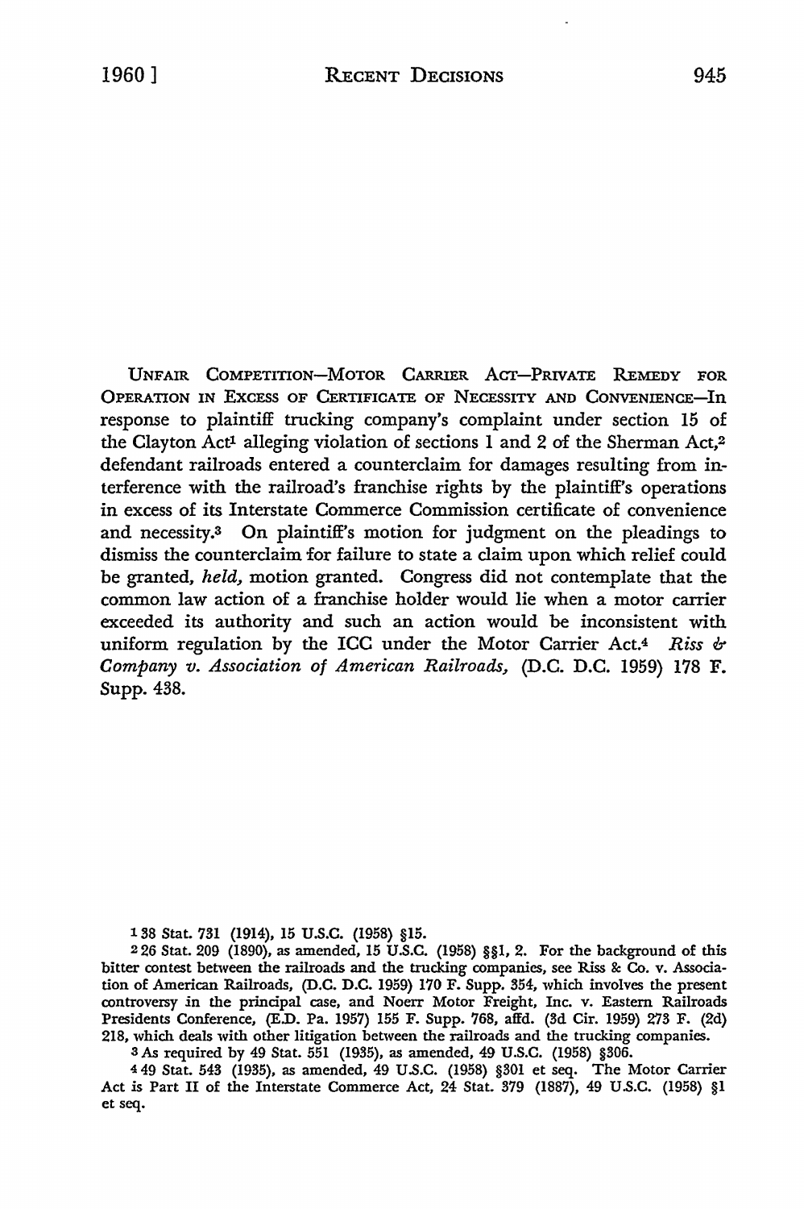UNFAIR COMPETITION—MOTOR CARRIER ACT—PRIVATE REMEDY FOR OPERATION IN EXCESS OF CERTIFICATE OF NECESSITY AND CONVENIENCE—In response to plaintiff trucking company's complaint under section 15 of the Clayton Act[1] alleging violation of sections 1 and 2 of the Sherman Act,[2] defendant railroads entered a counterclaim for damages resulting from interference with the railroad's franchise rights by the plaintiff's operations in excess of its Interstate Commerce Commission certificate of convenience and necessity.[3] On plaintiff's motion for judgment on the pleadings to dismiss the counterclaim for failure to state a claim upon which relief could be granted, *held*, motion granted. Congress did not contemplate that the common law action of a franchise holder would lie when a motor carrier exceeded its authority and such an action would be inconsistent with uniform regulation by the ICC under the Motor Carrier Act.[4] *Riss & Company v. Association of American Railroads,* (D.C. D.C. 1959) 178 F. Supp. 438.

---

[1] 38 Stat. 731 (1914), 15 U.S.C. (1958) §15.

[2] 26 Stat. 209 (1890), as amended, 15 U.S.C. (1958) §§1, 2. For the background of this bitter contest between the railroads and the trucking companies, see Riss & Co. v. Association of American Railroads, (D.C. D.C. 1959) 170 F. Supp. 354, which involves the present controversy in the principal case, and Noerr Motor Freight, Inc. v. Eastern Railroads Presidents Conference, (E.D. Pa. 1957) 155 F. Supp. 768, affd. (3d Cir. 1959) 273 F. (2d) 218, which deals with other litigation between the railroads and the trucking companies.

[3] As required by 49 Stat. 551 (1935), as amended, 49 U.S.C. (1958) §306.

[4] 49 Stat. 543 (1935), as amended, 49 U.S.C. (1958) §301 et seq. The Motor Carrier Act is Part II of the Interstate Commerce Act, 24 Stat. 379 (1887), 49 U.S.C. (1958) §1 et seq.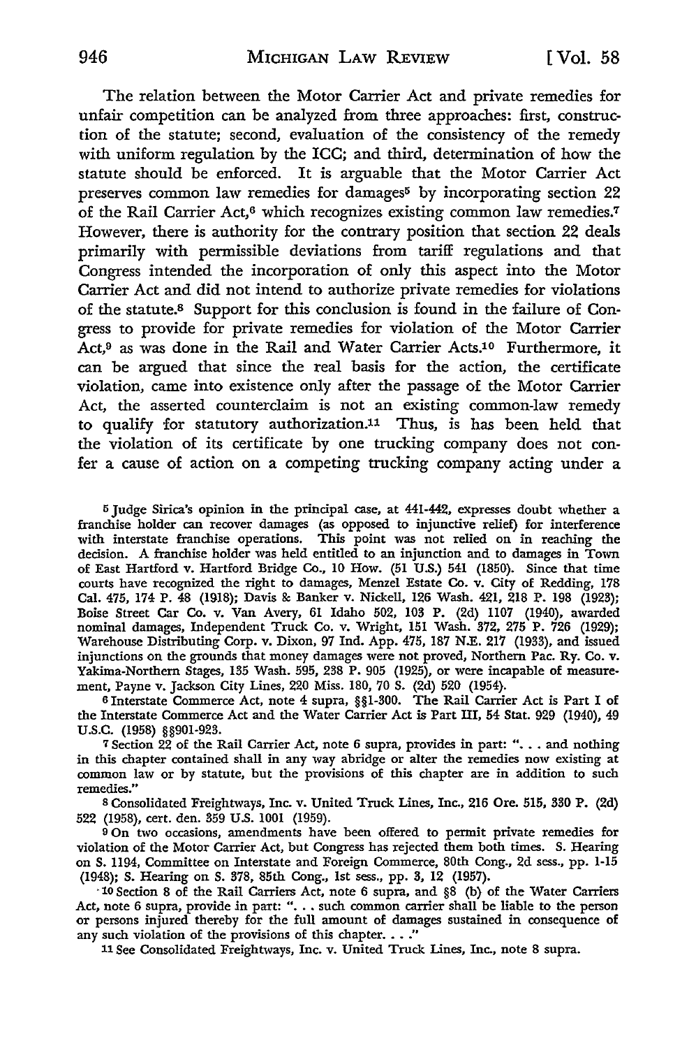The relation between the Motor Carrier Act and private remedies for unfair competition can be analyzed from three approaches: first, construction of the statute; second, evaluation of the consistency of the remedy with uniform regulation by the ICC; and third, determination of how the statute should be enforced. It is arguable that the Motor Carrier Act preserves common law remedies for damages[5] by incorporating section 22 of the Rail Carrier Act,[6] which recognizes existing common law remedies.[7] However, there is authority for the contrary position that section 22 deals primarily with permissible deviations from tariff regulations and that Congress intended the incorporation of only this aspect into the Motor Carrier Act and did not intend to authorize private remedies for violations of the statute.[8] Support for this conclusion is found in the failure of Congress to provide for private remedies for violation of the Motor Carrier Act,[9] as was done in the Rail and Water Carrier Acts.[10] Furthermore, it can be argued that since the real basis for the action, the certificate violation, came into existence only after the passage of the Motor Carrier Act, the asserted counterclaim is not an existing common-law remedy to qualify for statutory authorization.[11] Thus, is has been held that the violation of its certificate by one trucking company does not confer a cause of action on a competing trucking company acting under a

---

[5] Judge Sirica's opinion in the principal case, at 441-442, expresses doubt whether a franchise holder can recover damages (as opposed to injunctive relief) for interference with interstate franchise operations. This point was not relied on in reaching the decision. A franchise holder was held entitled to an injunction and to damages in Town of East Hartford v. Hartford Bridge Co., 10 How. (51 U.S.) 541 (1850). Since that time courts have recognized the right to damages, Menzel Estate Co. v. City of Redding, 178 Cal. 475, 174 P. 48 (1918); Davis & Banker v. Nickell, 126 Wash. 421, 218 P. 198 (1923); Boise Street Car Co. v. Van Avery, 61 Idaho 502, 103 P. (2d) 1107 (1940), awarded nominal damages, Independent Truck Co. v. Wright, 151 Wash. 372, 275 P. 726 (1929); Warehouse Distributing Corp. v. Dixon, 97 Ind. App. 475, 187 N.E. 217 (1933), and issued injunctions on the grounds that money damages were not proved, Northern Pac. Ry. Co. v. Yakima-Northern Stages, 135 Wash. 595, 238 P. 905 (1925), or were incapable of measurement, Payne v. Jackson City Lines, 220 Miss. 180, 70 S. (2d) 520 (1954).

[6] Interstate Commerce Act, note 4 supra, §§1-300. The Rail Carrier Act is Part I of the Interstate Commerce Act and the Water Carrier Act is Part III, 54 Stat. 929 (1940), 49 U.S.C. (1958) §§901-923.

[7] Section 22 of the Rail Carrier Act, note 6 supra, provides in part: ". . . and nothing in this chapter contained shall in any way abridge or alter the remedies now existing at common law or by statute, but the provisions of this chapter are in addition to such remedies."

[8] Consolidated Freightways, Inc. v. United Truck Lines, Inc., 216 Ore. 515, 330 P. (2d) 522 (1958), cert. den. 359 U.S. 1001 (1959).

[9] On two occasions, amendments have been offered to permit private remedies for violation of the Motor Carrier Act, but Congress has rejected them both times. S. Hearing on S. 1194, Committee on Interstate and Foreign Commerce, 80th Cong., 2d sess., pp. 1-15 (1948); S. Hearing on S. 378, 85th Cong., 1st sess., pp. 3, 12 (1957).

[10] Section 8 of the Rail Carriers Act, note 6 supra, and §8 (b) of the Water Carriers Act, note 6 supra, provide in part: ". . . such common carrier shall be liable to the person or persons injured thereby for the full amount of damages sustained in consequence of any such violation of the provisions of this chapter. . . ."

[11] See Consolidated Freightways, Inc. v. United Truck Lines, Inc., note 8 supra.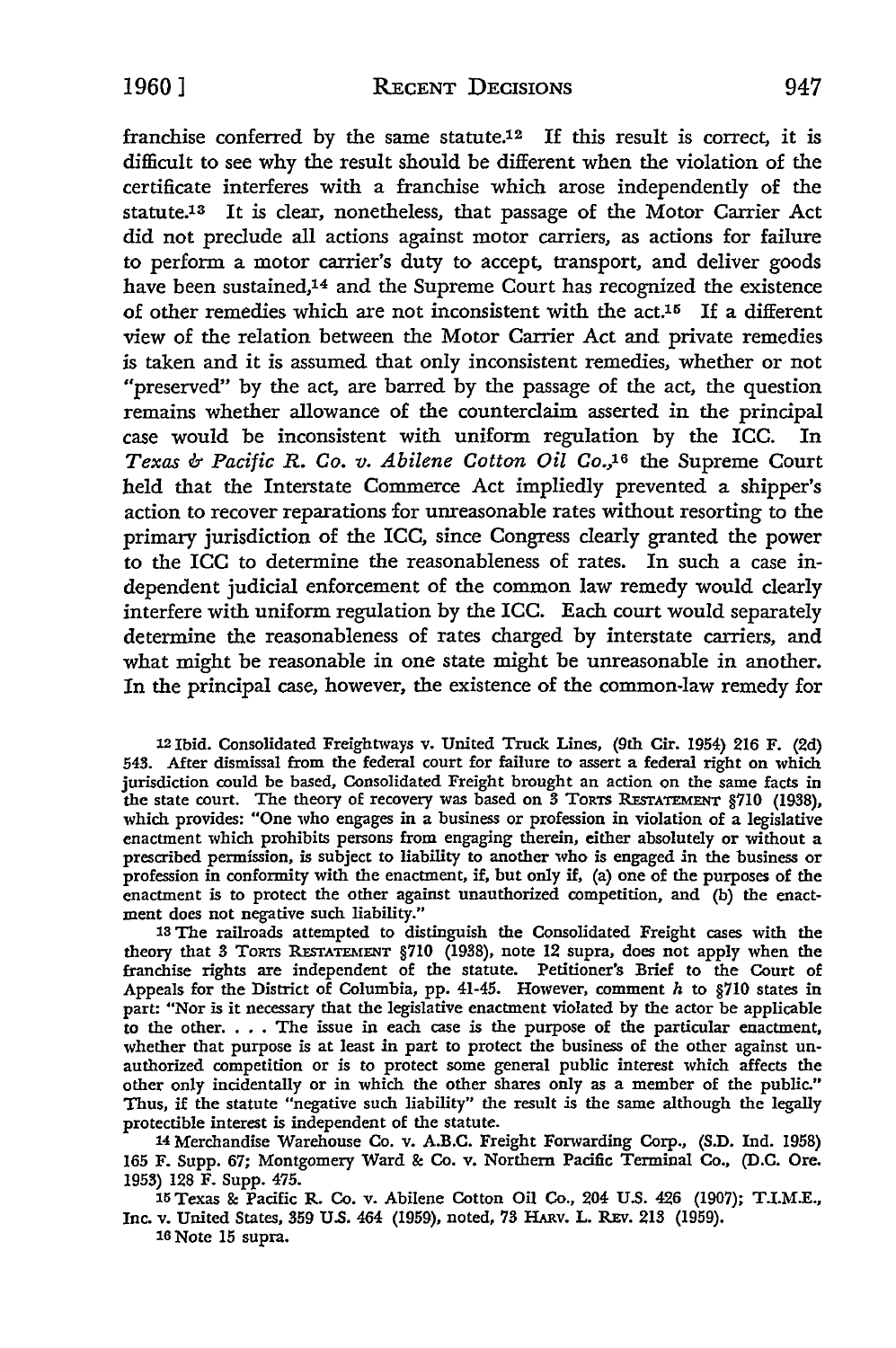franchise conferred by the same statute.[12] If this result is correct, it is difficult to see why the result should be different when the violation of the certificate interferes with a franchise which arose independently of the statute.[13] It is clear, nonetheless, that passage of the Motor Carrier Act did not preclude all actions against motor carriers, as actions for failure to perform a motor carrier's duty to accept, transport, and deliver goods have been sustained,[14] and the Supreme Court has recognized the existence of other remedies which are not inconsistent with the act.[15] If a different view of the relation between the Motor Carrier Act and private remedies is taken and it is assumed that only inconsistent remedies, whether or not "preserved" by the act, are barred by the passage of the act, the question remains whether allowance of the counterclaim asserted in the principal case would be inconsistent with uniform regulation by the ICC. In *Texas & Pacific R. Co. v. Abilene Cotton Oil Co.*,[16] the Supreme Court held that the Interstate Commerce Act impliedly prevented a shipper's action to recover reparations for unreasonable rates without resorting to the primary jurisdiction of the ICC, since Congress clearly granted the power to the ICC to determine the reasonableness of rates. In such a case independent judicial enforcement of the common law remedy would clearly interfere with uniform regulation by the ICC. Each court would separately determine the reasonableness of rates charged by interstate carriers, and what might be reasonable in one state might be unreasonable in another. In the principal case, however, the existence of the common-law remedy for

---

[12] Ibid. Consolidated Freightways v. United Truck Lines, (9th Cir. 1954) 216 F. (2d) 543. After dismissal from the federal court for failure to assert a federal right on which jurisdiction could be based, Consolidated Freight brought an action on the same facts in the state court. The theory of recovery was based on 3 TORTS RESTATEMENT §710 (1938), which provides: "One who engages in a business or profession in violation of a legislative enactment which prohibits persons from engaging therein, either absolutely or without a prescribed permission, is subject to liability to another who is engaged in the business or profession in conformity with the enactment, if, but only if, (a) one of the purposes of the enactment is to protect the other against unauthorized competition, and (b) the enactment does not negative such liability."

[13] The railroads attempted to distinguish the Consolidated Freight cases with the theory that 3 TORTS RESTATEMENT §710 (1938), note 12 supra, does not apply when the franchise rights are independent of the statute. Petitioner's Brief to the Court of Appeals for the District of Columbia, pp. 41-45. However, comment *h* to §710 states in part: "Nor is it necessary that the legislative enactment violated by the actor be applicable to the other. . . . The issue in each case is the purpose of the particular enactment, whether that purpose is at least in part to protect the business of the other against unauthorized competition or is to protect some general public interest which affects the other only incidentally or in which the other shares only as a member of the public." Thus, if the statute "negative such liability" the result is the same although the legally protectible interest is independent of the statute.

[14] Merchandise Warehouse Co. v. A.B.C. Freight Forwarding Corp., (S.D. Ind. 1958) 165 F. Supp. 67; Montgomery Ward & Co. v. Northern Pacific Terminal Co., (D.C. Ore. 1953) 128 F. Supp. 475.

[15] Texas & Pacific R. Co. v. Abilene Cotton Oil Co., 204 U.S. 426 (1907); T.I.M.E., Inc. v. United States, 359 U.S. 464 (1959), noted, 73 HARV. L. REV. 213 (1959).

[16] Note 15 supra.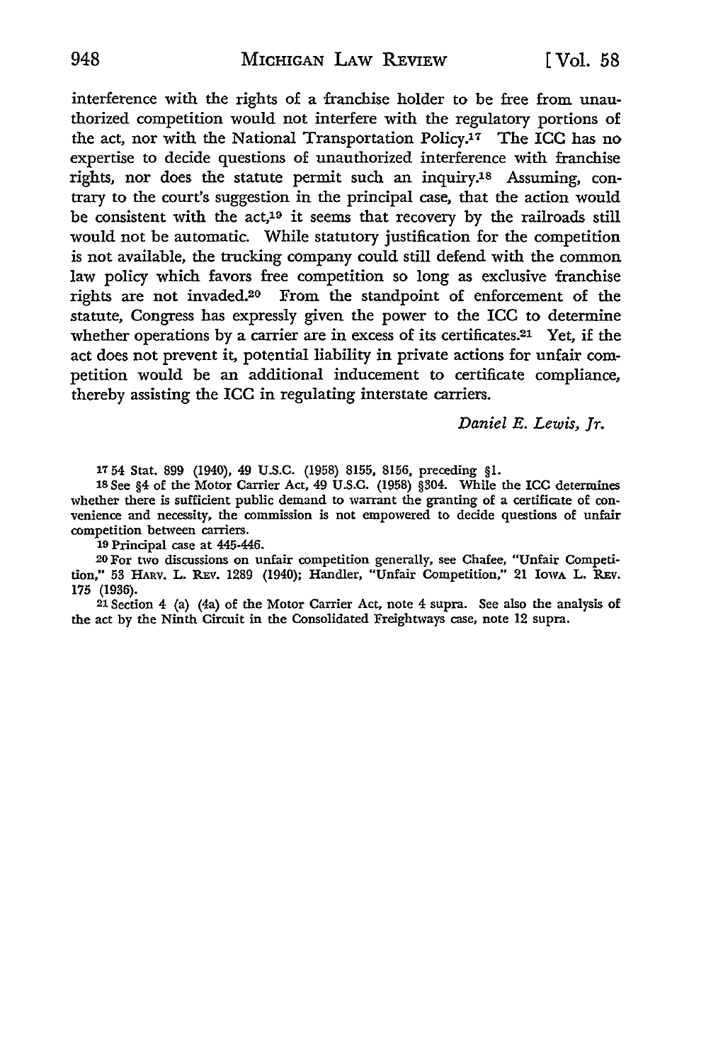interference with the rights of a franchise holder to be free from unauthorized competition would not interfere with the regulatory portions of the act, nor with the National Transportation Policy.[17] The ICC has no expertise to decide questions of unauthorized interference with franchise rights, nor does the statute permit such an inquiry.[18] Assuming, contrary to the court's suggestion in the principal case, that the action would be consistent with the act,[19] it seems that recovery by the railroads still would not be automatic. While statutory justification for the competition is not available, the trucking company could still defend with the common law policy which favors free competition so long as exclusive franchise rights are not invaded.[20] From the standpoint of enforcement of the statute, Congress has expressly given the power to the ICC to determine whether operations by a carrier are in excess of its certificates.[21] Yet, if the act does not prevent it, potential liability in private actions for unfair competition would be an additional inducement to certificate compliance, thereby assisting the ICC in regulating interstate carriers.

*Daniel E. Lewis, Jr.*

---

[17] 54 Stat. 899 (1940), 49 U.S.C. (1958) 8155, 8156, preceding §1.

[18] See §4 of the Motor Carrier Act, 49 U.S.C. (1958) §304. While the ICC determines whether there is sufficient public demand to warrant the granting of a certificate of convenience and necessity, the commission is not empowered to decide questions of unfair competition between carriers.

[19] Principal case at 445-446.

[20] For two discussions on unfair competition generally, see Chafee, "Unfair Competition," 53 HARV. L. REV. 1289 (1940); Handler, "Unfair Competition," 21 IOWA L. REV. 175 (1936).

[21] Section 4 (a) (4a) of the Motor Carrier Act, note 4 supra. See also the analysis of the act by the Ninth Circuit in the Consolidated Freightways case, note 12 supra.